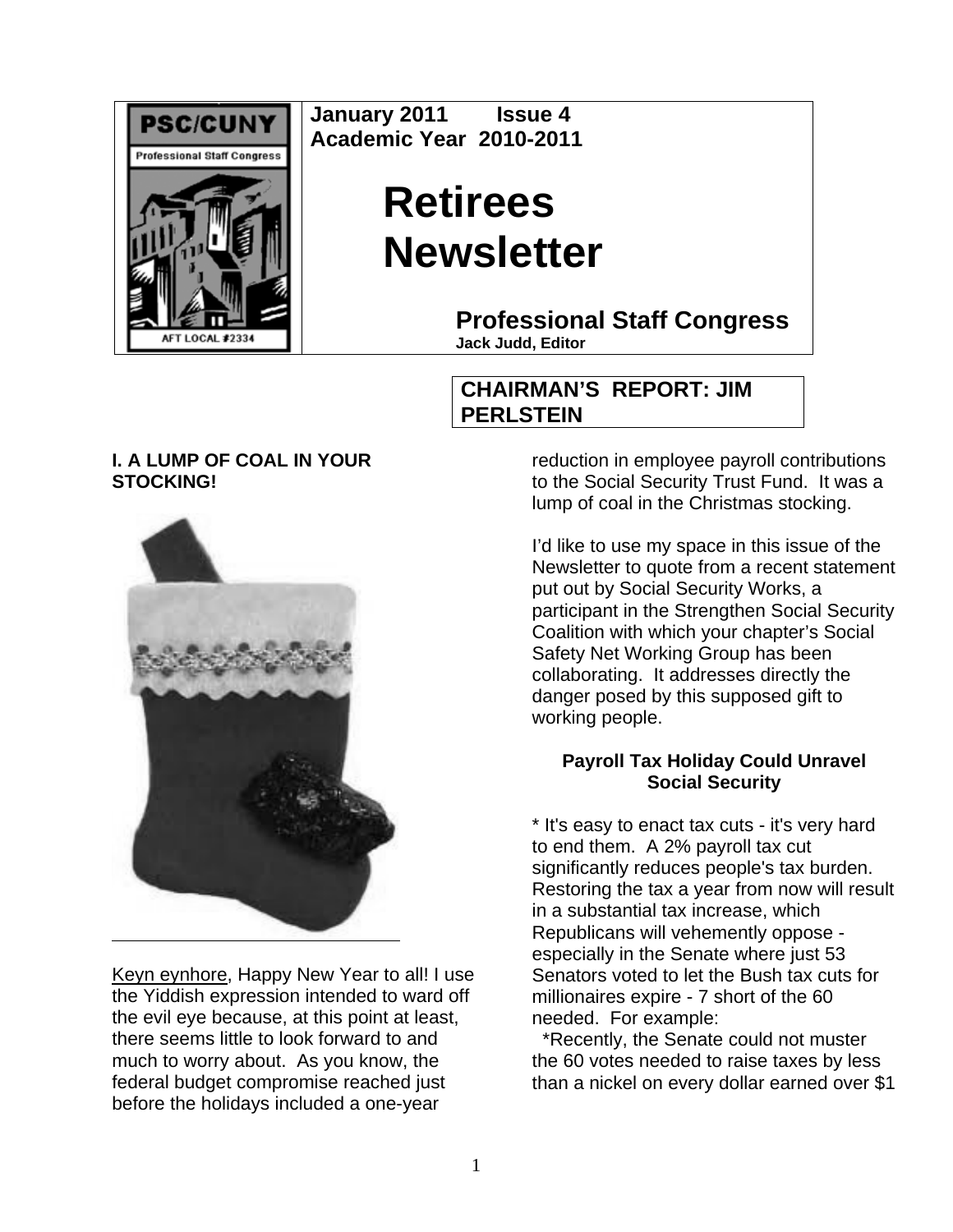January 2011 Issue 4
Academic Year 2010-2011

# Retirees Newsletter

## Professional Staff Congress

**Jack Judd, Editor**

## CHAIRMAN'S REPORT: JIM PERLSTEIN

### I. A LUMP OF COAL IN YOUR STOCKING!

Keyn eynhore, Happy New Year to all! I use the Yiddish expression intended to ward off the evil eye because, at this point at least, there seems little to look forward to and much to worry about. As you know, the federal budget compromise reached just before the holidays included a one-year reduction in employee payroll contributions to the Social Security Trust Fund. It was a lump of coal in the Christmas stocking.

I'd like to use my space in this issue of the Newsletter to quote from a recent statement put out by Social Security Works, a participant in the Strengthen Social Security Coalition with which your chapter's Social Safety Net Working Group has been collaborating. It addresses directly the danger posed by this supposed gift to working people.

**Payroll Tax Holiday Could Unravel Social Security**

* It's easy to enact tax cuts - it's very hard to end them. A 2% payroll tax cut significantly reduces people's tax burden. Restoring the tax a year from now will result in a substantial tax increase, which Republicans will vehemently oppose - especially in the Senate where just 53 Senators voted to let the Bush tax cuts for millionaires expire - 7 short of the 60 needed. For example:

*Recently, the Senate could not muster the 60 votes needed to raise taxes by less than a nickel on every dollar earned over $1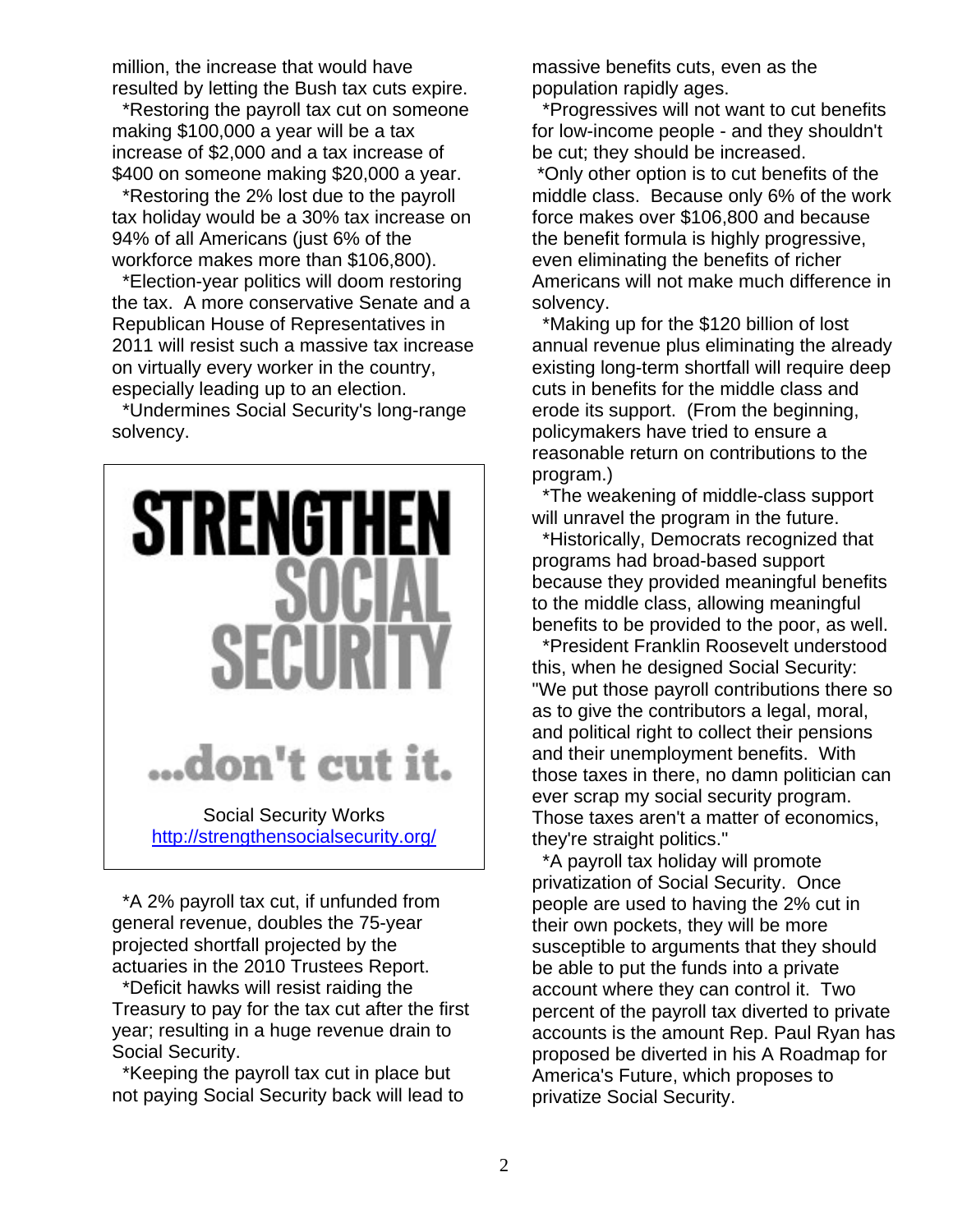million, the increase that would have resulted by letting the Bush tax cuts expire.

*Restoring the payroll tax cut on someone making $100,000 a year will be a tax increase of $2,000 and a tax increase of $400 on someone making $20,000 a year.

*Restoring the 2% lost due to the payroll tax holiday would be a 30% tax increase on 94% of all Americans (just 6% of the workforce makes more than $106,800).

*Election-year politics will doom restoring the tax. A more conservative Senate and a Republican House of Representatives in 2011 will resist such a massive tax increase on virtually every worker in the country, especially leading up to an election.

*Undermines Social Security's long-range solvency.

**STRENGTHEN SOCIAL SECURITY ...don't cut it.**

Social Security Works
http://strengthensocialsecurity.org/

*A 2% payroll tax cut, if unfunded from general revenue, doubles the 75-year projected shortfall projected by the actuaries in the 2010 Trustees Report.

*Deficit hawks will resist raiding the Treasury to pay for the tax cut after the first year; resulting in a huge revenue drain to Social Security.

*Keeping the payroll tax cut in place but not paying Social Security back will lead to massive benefits cuts, even as the population rapidly ages.

*Progressives will not want to cut benefits for low-income people - and they shouldn't be cut; they should be increased.

*Only other option is to cut benefits of the middle class. Because only 6% of the work force makes over $106,800 and because the benefit formula is highly progressive, even eliminating the benefits of richer Americans will not make much difference in solvency.

*Making up for the $120 billion of lost annual revenue plus eliminating the already existing long-term shortfall will require deep cuts in benefits for the middle class and erode its support. (From the beginning, policymakers have tried to ensure a reasonable return on contributions to the program.)

*The weakening of middle-class support will unravel the program in the future.

*Historically, Democrats recognized that programs had broad-based support because they provided meaningful benefits to the middle class, allowing meaningful benefits to be provided to the poor, as well.

*President Franklin Roosevelt understood this, when he designed Social Security: "We put those payroll contributions there so as to give the contributors a legal, moral, and political right to collect their pensions and their unemployment benefits. With those taxes in there, no damn politician can ever scrap my social security program. Those taxes aren't a matter of economics, they're straight politics."

*A payroll tax holiday will promote privatization of Social Security. Once people are used to having the 2% cut in their own pockets, they will be more susceptible to arguments that they should be able to put the funds into a private account where they can control it. Two percent of the payroll tax diverted to private accounts is the amount Rep. Paul Ryan has proposed be diverted in his A Roadmap for America's Future, which proposes to privatize Social Security.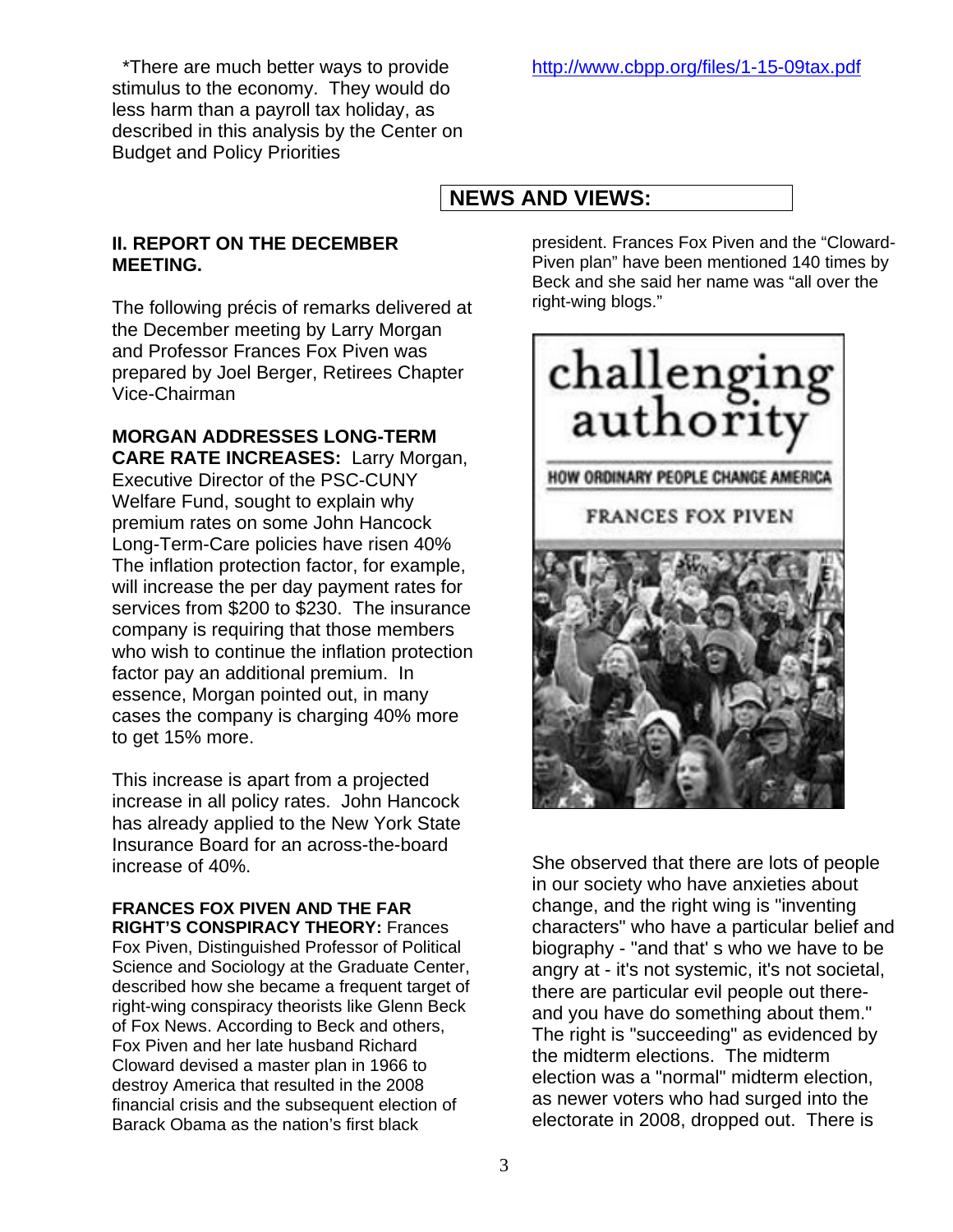*There are much better ways to provide stimulus to the economy. They would do less harm than a payroll tax holiday, as described in this analysis by the Center on Budget and Policy Priorities

http://www.cbpp.org/files/1-15-09tax.pdf

## NEWS AND VIEWS:

### II. REPORT ON THE DECEMBER MEETING.

The following précis of remarks delivered at the December meeting by Larry Morgan and Professor Frances Fox Piven was prepared by Joel Berger, Retirees Chapter Vice-Chairman

**MORGAN ADDRESSES LONG-TERM CARE RATE INCREASES:** Larry Morgan, Executive Director of the PSC-CUNY Welfare Fund, sought to explain why premium rates on some John Hancock Long-Term-Care policies have risen 40% The inflation protection factor, for example, will increase the per day payment rates for services from $200 to $230. The insurance company is requiring that those members who wish to continue the inflation protection factor pay an additional premium. In essence, Morgan pointed out, in many cases the company is charging 40% more to get 15% more.

This increase is apart from a projected increase in all policy rates. John Hancock has already applied to the New York State Insurance Board for an across-the-board increase of 40%.

**FRANCES FOX PIVEN AND THE FAR RIGHT'S CONSPIRACY THEORY:** Frances Fox Piven, Distinguished Professor of Political Science and Sociology at the Graduate Center, described how she became a frequent target of right-wing conspiracy theorists like Glenn Beck of Fox News. According to Beck and others, Fox Piven and her late husband Richard Cloward devised a master plan in 1966 to destroy America that resulted in the 2008 financial crisis and the subsequent election of Barack Obama as the nation's first black president. Frances Fox Piven and the "Cloward-Piven plan" have been mentioned 140 times by Beck and she said her name was "all over the right-wing blogs."

She observed that there are lots of people in our society who have anxieties about change, and the right wing is "inventing characters" who have a particular belief and biography - "and that' s who we have to be angry at - it's not systemic, it's not societal, there are particular evil people out there- and you have do something about them." The right is "succeeding" as evidenced by the midterm elections. The midterm election was a "normal" midterm election, as newer voters who had surged into the electorate in 2008, dropped out. There is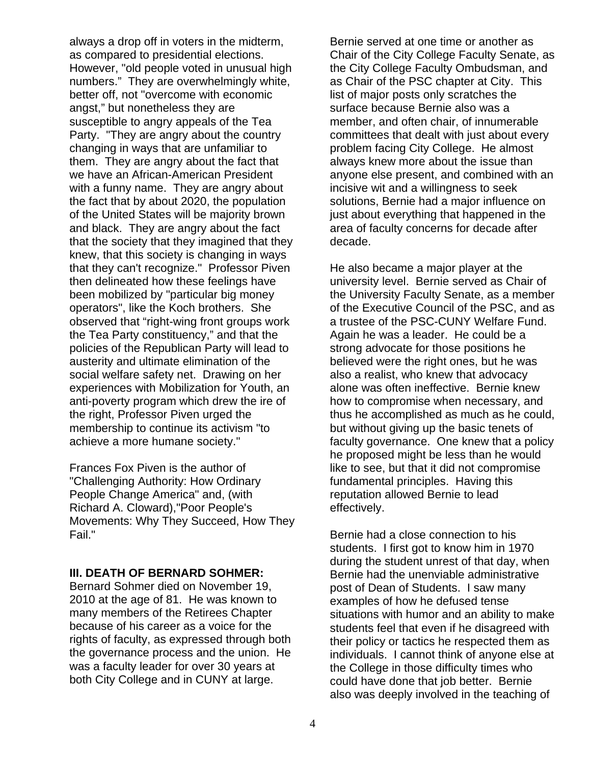always a drop off in voters in the midterm, as compared to presidential elections. However, "old people voted in unusual high numbers." They are overwhelmingly white, better off, not "overcome with economic angst," but nonetheless they are susceptible to angry appeals of the Tea Party. "They are angry about the country changing in ways that are unfamiliar to them. They are angry about the fact that we have an African-American President with a funny name. They are angry about the fact that by about 2020, the population of the United States will be majority brown and black. They are angry about the fact that the society that they imagined that they knew, that this society is changing in ways that they can't recognize." Professor Piven then delineated how these feelings have been mobilized by "particular big money operators", like the Koch brothers. She observed that “right-wing front groups work the Tea Party constituency,” and that the policies of the Republican Party will lead to austerity and ultimate elimination of the social welfare safety net. Drawing on her experiences with Mobilization for Youth, an anti-poverty program which drew the ire of the right, Professor Piven urged the membership to continue its activism "to achieve a more humane society."

Frances Fox Piven is the author of "Challenging Authority: How Ordinary People Change America" and, (with Richard A. Cloward),"Poor People's Movements: Why They Succeed, How They Fail."

**III. DEATH OF BERNARD SOHMER:**

Bernard Sohmer died on November 19, 2010 at the age of 81. He was known to many members of the Retirees Chapter because of his career as a voice for the rights of faculty, as expressed through both the governance process and the union. He was a faculty leader for over 30 years at both City College and in CUNY at large.

Bernie served at one time or another as Chair of the City College Faculty Senate, as the City College Faculty Ombudsman, and as Chair of the PSC chapter at City. This list of major posts only scratches the surface because Bernie also was a member, and often chair, of innumerable committees that dealt with just about every problem facing City College. He almost always knew more about the issue than anyone else present, and combined with an incisive wit and a willingness to seek solutions, Bernie had a major influence on just about everything that happened in the area of faculty concerns for decade after decade.

He also became a major player at the university level. Bernie served as Chair of the University Faculty Senate, as a member of the Executive Council of the PSC, and as a trustee of the PSC-CUNY Welfare Fund. Again he was a leader. He could be a strong advocate for those positions he believed were the right ones, but he was also a realist, who knew that advocacy alone was often ineffective. Bernie knew how to compromise when necessary, and thus he accomplished as much as he could, but without giving up the basic tenets of faculty governance. One knew that a policy he proposed might be less than he would like to see, but that it did not compromise fundamental principles. Having this reputation allowed Bernie to lead effectively.

Bernie had a close connection to his students. I first got to know him in 1970 during the student unrest of that day, when Bernie had the unenviable administrative post of Dean of Students. I saw many examples of how he defused tense situations with humor and an ability to make students feel that even if he disagreed with their policy or tactics he respected them as individuals. I cannot think of anyone else at the College in those difficulty times who could have done that job better. Bernie also was deeply involved in the teaching of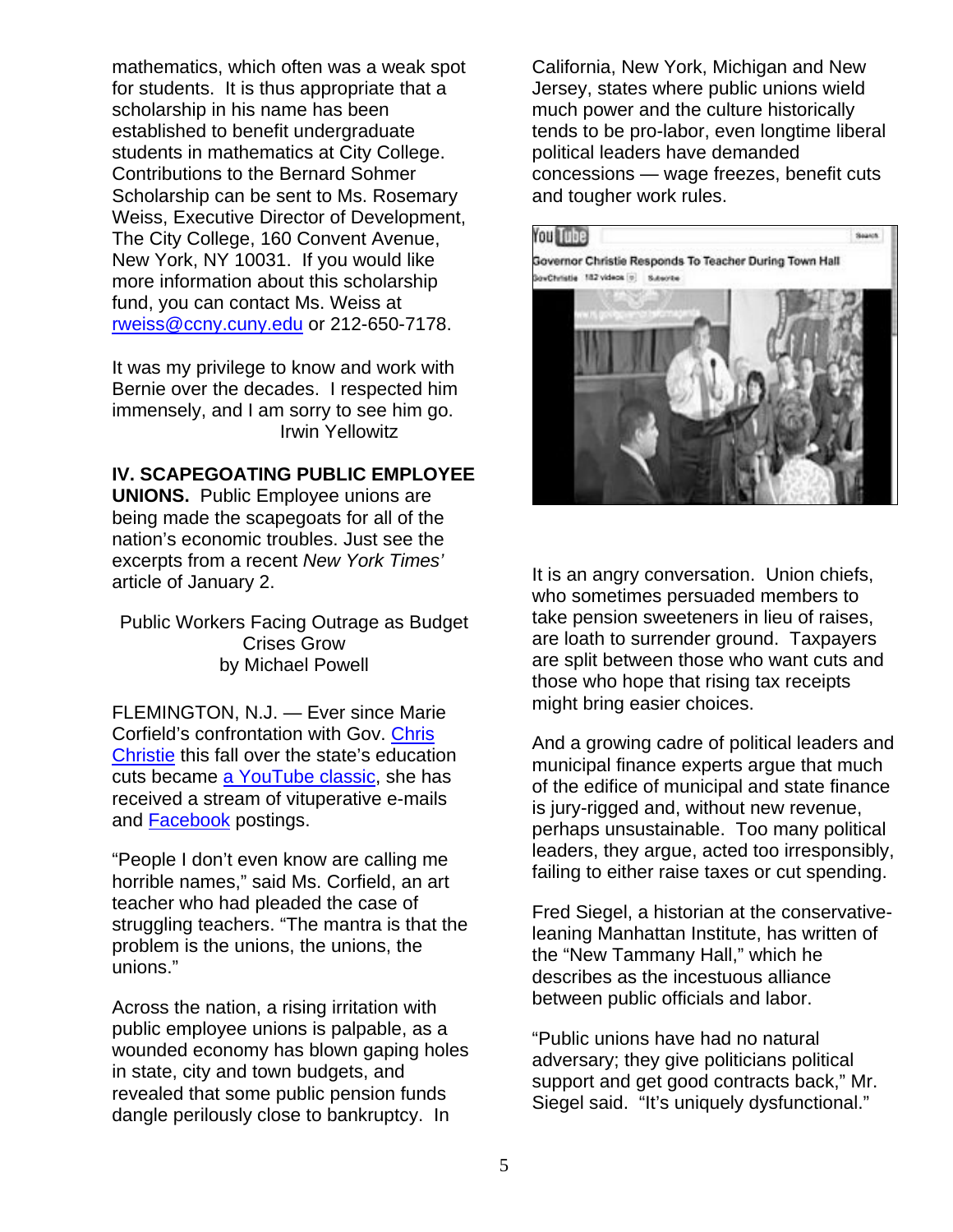mathematics, which often was a weak spot for students. It is thus appropriate that a scholarship in his name has been established to benefit undergraduate students in mathematics at City College. Contributions to the Bernard Sohmer Scholarship can be sent to Ms. Rosemary Weiss, Executive Director of Development, The City College, 160 Convent Avenue, New York, NY 10031. If you would like more information about this scholarship fund, you can contact Ms. Weiss at rweiss@ccny.cuny.edu or 212-650-7178.

It was my privilege to know and work with Bernie over the decades. I respected him immensely, and I am sorry to see him go.

Irwin Yellowitz

**IV. SCAPEGOATING PUBLIC EMPLOYEE UNIONS.** Public Employee unions are being made the scapegoats for all of the nation's economic troubles. Just see the excerpts from a recent *New York Times'* article of January 2.

Public Workers Facing Outrage as Budget Crises Grow
by Michael Powell

FLEMINGTON, N.J. — Ever since Marie Corfield's confrontation with Gov. Chris Christie this fall over the state's education cuts became a YouTube classic, she has received a stream of vituperative e-mails and Facebook postings.

"People I don't even know are calling me horrible names," said Ms. Corfield, an art teacher who had pleaded the case of struggling teachers. "The mantra is that the problem is the unions, the unions, the unions."

Across the nation, a rising irritation with public employee unions is palpable, as a wounded economy has blown gaping holes in state, city and town budgets, and revealed that some public pension funds dangle perilously close to bankruptcy. In California, New York, Michigan and New Jersey, states where public unions wield much power and the culture historically tends to be pro-labor, even longtime liberal political leaders have demanded concessions — wage freezes, benefit cuts and tougher work rules.

It is an angry conversation. Union chiefs, who sometimes persuaded members to take pension sweeteners in lieu of raises, are loath to surrender ground. Taxpayers are split between those who want cuts and those who hope that rising tax receipts might bring easier choices.

And a growing cadre of political leaders and municipal finance experts argue that much of the edifice of municipal and state finance is jury-rigged and, without new revenue, perhaps unsustainable. Too many political leaders, they argue, acted too irresponsibly, failing to either raise taxes or cut spending.

Fred Siegel, a historian at the conservative-leaning Manhattan Institute, has written of the "New Tammany Hall," which he describes as the incestuous alliance between public officials and labor.

"Public unions have had no natural adversary; they give politicians political support and get good contracts back," Mr. Siegel said. "It's uniquely dysfunctional."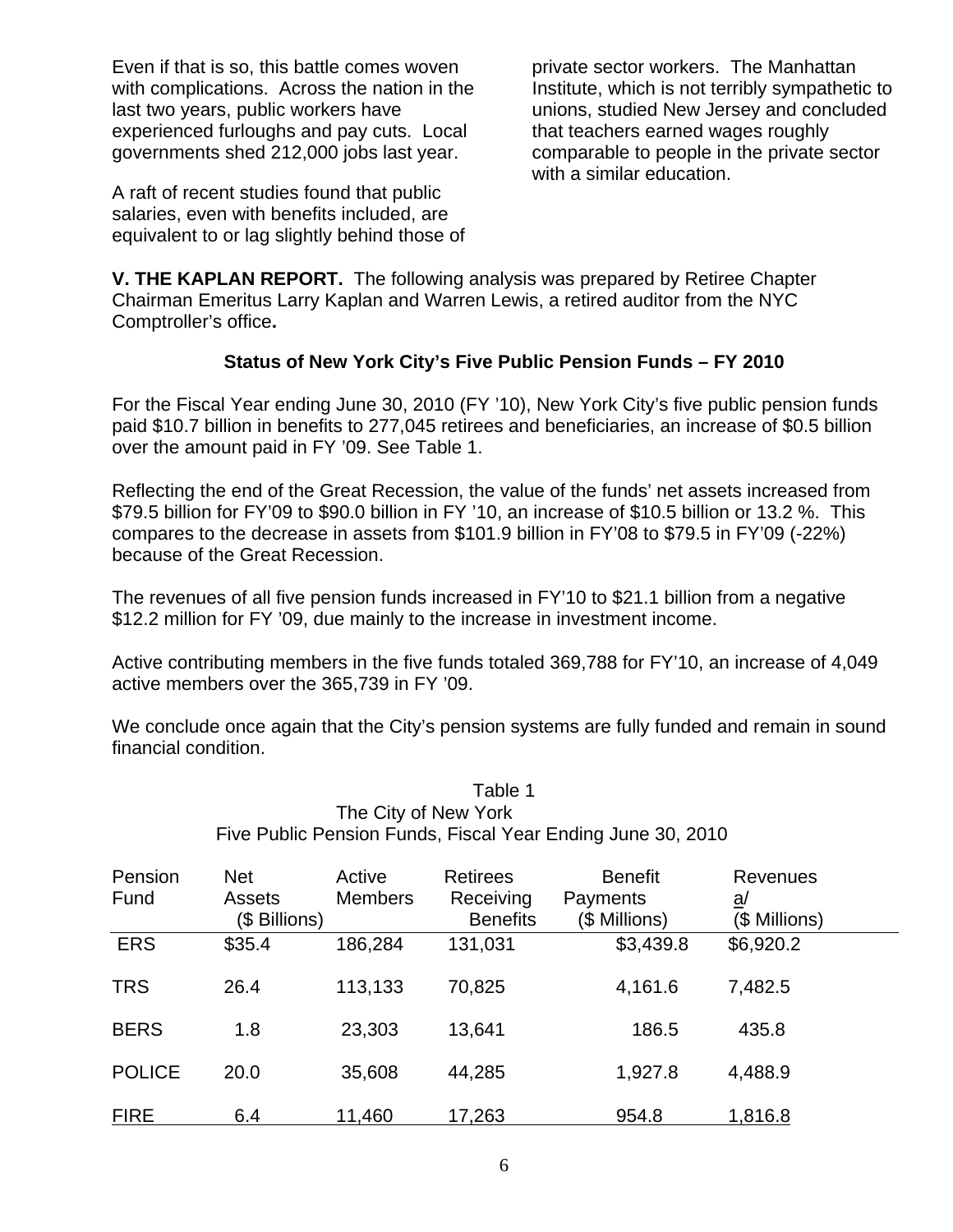Even if that is so, this battle comes woven with complications. Across the nation in the last two years, public workers have experienced furloughs and pay cuts. Local governments shed 212,000 jobs last year.

A raft of recent studies found that public salaries, even with benefits included, are equivalent to or lag slightly behind those of private sector workers. The Manhattan Institute, which is not terribly sympathetic to unions, studied New Jersey and concluded that teachers earned wages roughly comparable to people in the private sector with a similar education.

**V. THE KAPLAN REPORT.** The following analysis was prepared by Retiree Chapter Chairman Emeritus Larry Kaplan and Warren Lewis, a retired auditor from the NYC Comptroller's office**.**

### Status of New York City's Five Public Pension Funds – FY 2010

For the Fiscal Year ending June 30, 2010 (FY '10), New York City's five public pension funds paid $10.7 billion in benefits to 277,045 retirees and beneficiaries, an increase of $0.5 billion over the amount paid in FY '09. See Table 1.

Reflecting the end of the Great Recession, the value of the funds' net assets increased from $79.5 billion for FY'09 to $90.0 billion in FY '10, an increase of $10.5 billion or 13.2 %. This compares to the decrease in assets from $101.9 billion in FY'08 to $79.5 in FY'09 (-22%) because of the Great Recession.

The revenues of all five pension funds increased in FY'10 to $21.1 billion from a negative $12.2 million for FY '09, due mainly to the increase in investment income.

Active contributing members in the five funds totaled 369,788 for FY'10, an increase of 4,049 active members over the 365,739 in FY '09.

We conclude once again that the City's pension systems are fully funded and remain in sound financial condition.

Table 1
The City of New York
Five Public Pension Funds, Fiscal Year Ending June 30, 2010

| Pension Fund | Net Assets ($ Billions) | Active Members | Retirees Receiving Benefits | Benefit Payments ($ Millions) | Revenues a/ ($ Millions) |
|---|---|---|---|---|---|
| ERS | $35.4 | 186,284 | 131,031 | $3,439.8 | $6,920.2 |
| TRS | 26.4 | 113,133 | 70,825 | 4,161.6 | 7,482.5 |
| BERS | 1.8 | 23,303 | 13,641 | 186.5 | 435.8 |
| POLICE | 20.0 | 35,608 | 44,285 | 1,927.8 | 4,488.9 |
| FIRE | 6.4 | 11,460 | 17,263 | 954.8 | 1,816.8 |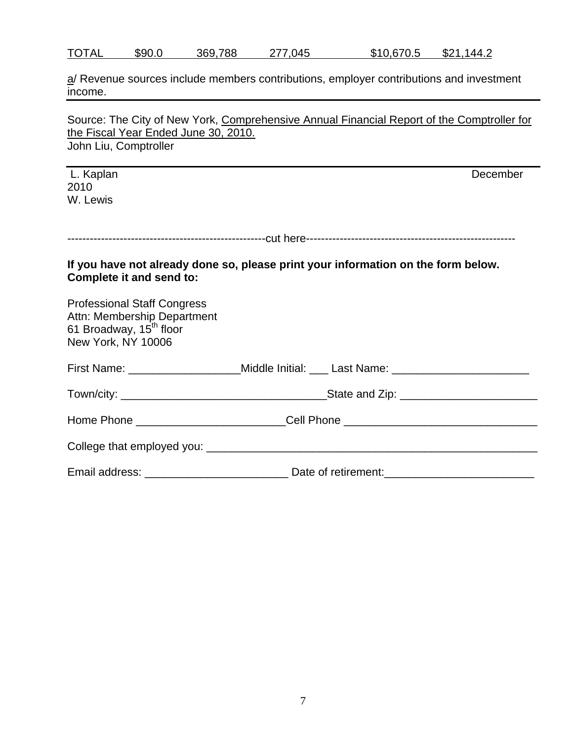| | | | | | |
|---|---|---|---|---|---|
| TOTAL | $90.0 | 369,788 | 277,045 | $10,670.5 | $21,144.2 |

a/ Revenue sources include members contributions, employer contributions and investment income.

---

Source: The City of New York, Comprehensive Annual Financial Report of the Comptroller for the Fiscal Year Ended June 30, 2010.
John Liu, Comptroller

---

L. Kaplan December 2010
W. Lewis

-----------------------------------------------------cut here---------------------------------------------------------

**If you have not already done so, please print your information on the form below. Complete it and send to:**

Professional Staff Congress
Attn: Membership Department
61 Broadway, 15th floor
New York, NY 10006

First Name: __________________Middle Initial: ___ Last Name: ______________________

Town/city: _________________________________State and Zip: ______________________

Home Phone ________________________Cell Phone _______________________________

College that employed you: _____________________________________________________

Email address: _______________________ Date of retirement:________________________